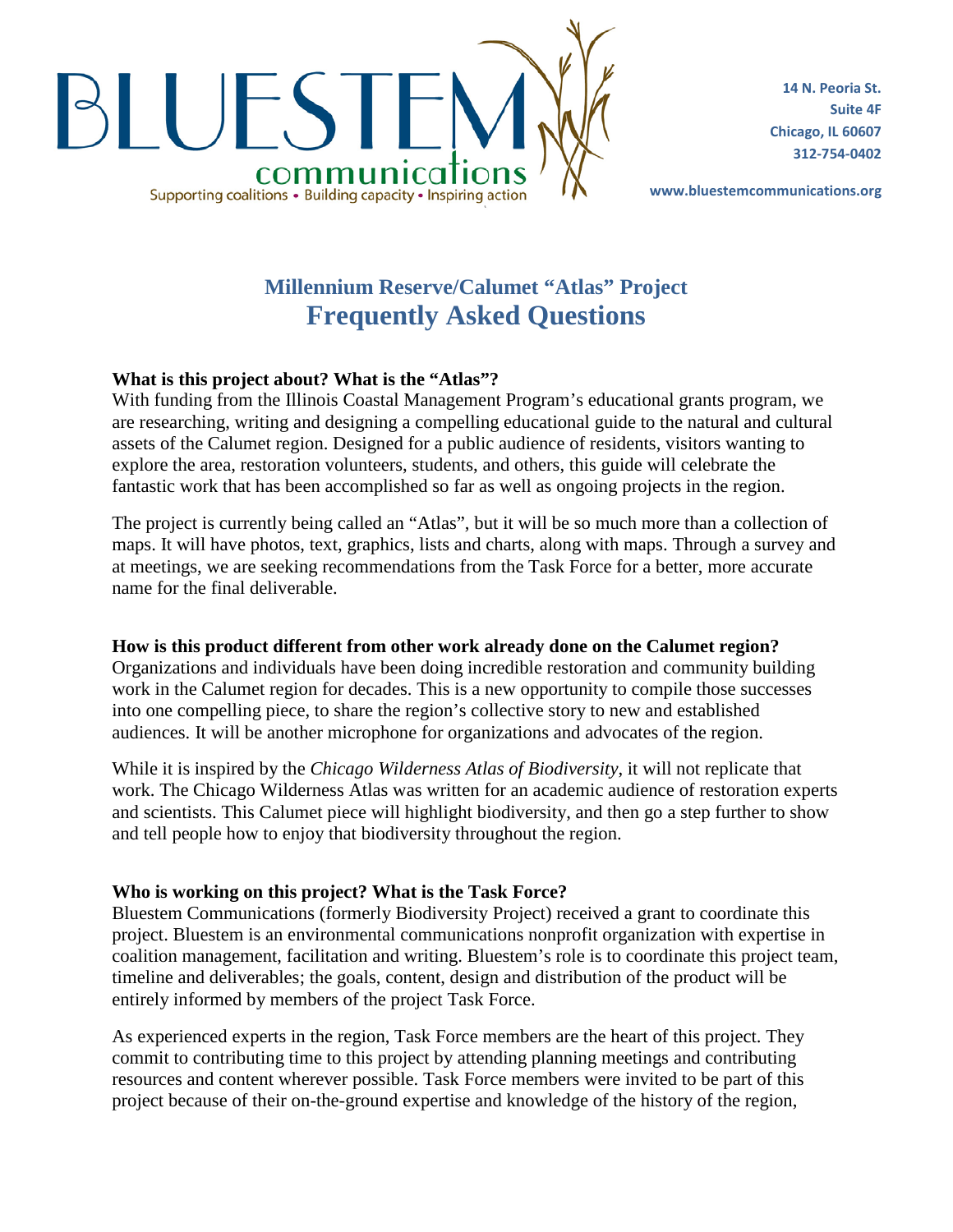BLUESTEM communications

Supporting coalitions • Building capacity • Inspiring action

14 N. Peoria St.
Suite 4F
Chicago, IL 60607
312-754-0402

www.bluestemcommunications.org

## Millennium Reserve/Calumet "Atlas" Project
# Frequently Asked Questions

**What is this project about? What is the "Atlas"?**

With funding from the Illinois Coastal Management Program's educational grants program, we are researching, writing and designing a compelling educational guide to the natural and cultural assets of the Calumet region. Designed for a public audience of residents, visitors wanting to explore the area, restoration volunteers, students, and others, this guide will celebrate the fantastic work that has been accomplished so far as well as ongoing projects in the region.

The project is currently being called an "Atlas", but it will be so much more than a collection of maps. It will have photos, text, graphics, lists and charts, along with maps. Through a survey and at meetings, we are seeking recommendations from the Task Force for a better, more accurate name for the final deliverable.

**How is this product different from other work already done on the Calumet region?**

Organizations and individuals have been doing incredible restoration and community building work in the Calumet region for decades. This is a new opportunity to compile those successes into one compelling piece, to share the region's collective story to new and established audiences. It will be another microphone for organizations and advocates of the region.

While it is inspired by the *Chicago Wilderness Atlas of Biodiversity*, it will not replicate that work. The Chicago Wilderness Atlas was written for an academic audience of restoration experts and scientists. This Calumet piece will highlight biodiversity, and then go a step further to show and tell people how to enjoy that biodiversity throughout the region.

**Who is working on this project? What is the Task Force?**

Bluestem Communications (formerly Biodiversity Project) received a grant to coordinate this project. Bluestem is an environmental communications nonprofit organization with expertise in coalition management, facilitation and writing. Bluestem's role is to coordinate this project team, timeline and deliverables; the goals, content, design and distribution of the product will be entirely informed by members of the project Task Force.

As experienced experts in the region, Task Force members are the heart of this project. They commit to contributing time to this project by attending planning meetings and contributing resources and content wherever possible. Task Force members were invited to be part of this project because of their on-the-ground expertise and knowledge of the history of the region,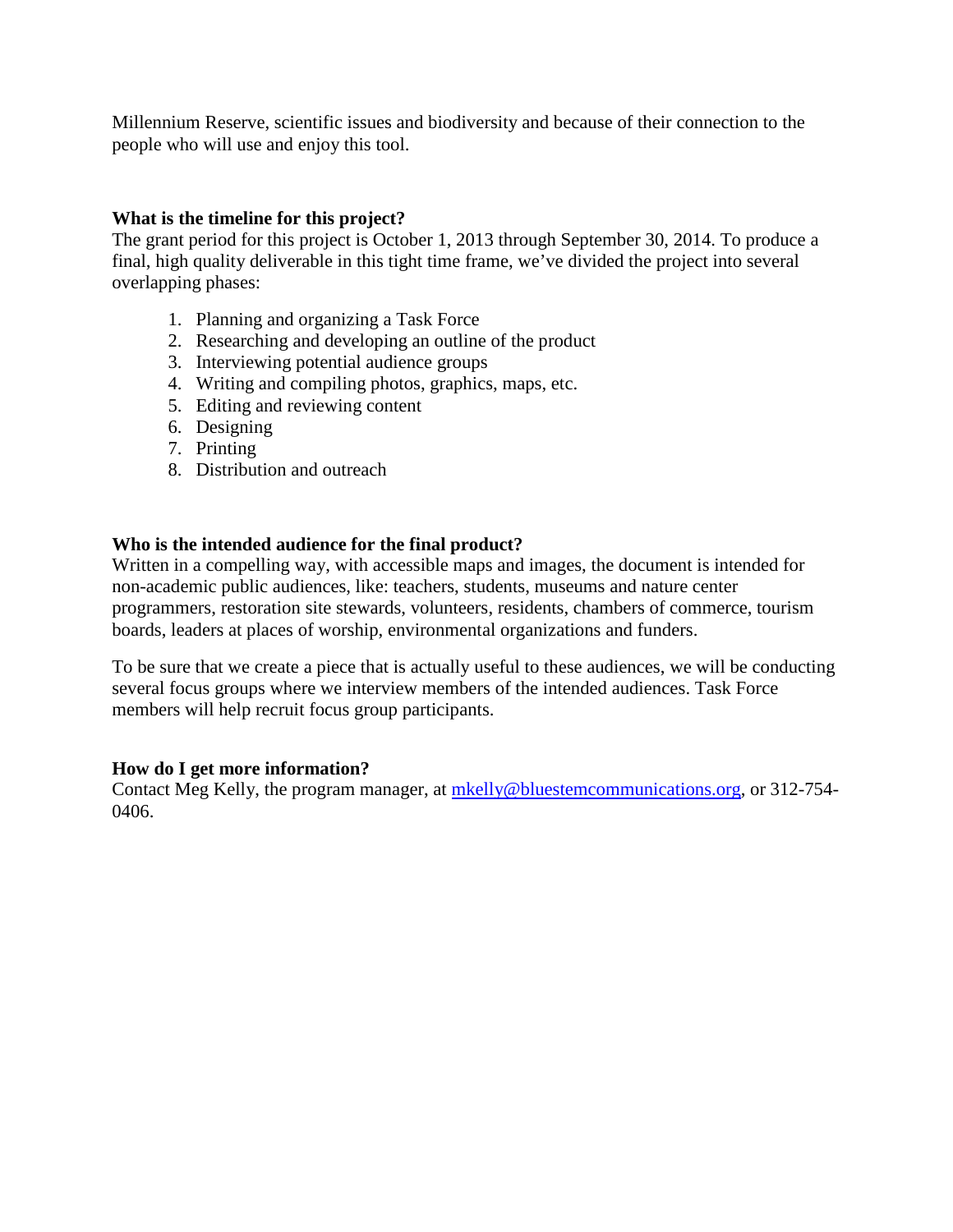Millennium Reserve, scientific issues and biodiversity and because of their connection to the people who will use and enjoy this tool.

**What is the timeline for this project?**

The grant period for this project is October 1, 2013 through September 30, 2014. To produce a final, high quality deliverable in this tight time frame, we've divided the project into several overlapping phases:

1. Planning and organizing a Task Force
2. Researching and developing an outline of the product
3. Interviewing potential audience groups
4. Writing and compiling photos, graphics, maps, etc.
5. Editing and reviewing content
6. Designing
7. Printing
8. Distribution and outreach

**Who is the intended audience for the final product?**

Written in a compelling way, with accessible maps and images, the document is intended for non-academic public audiences, like: teachers, students, museums and nature center programmers, restoration site stewards, volunteers, residents, chambers of commerce, tourism boards, leaders at places of worship, environmental organizations and funders.

To be sure that we create a piece that is actually useful to these audiences, we will be conducting several focus groups where we interview members of the intended audiences. Task Force members will help recruit focus group participants.

**How do I get more information?**

Contact Meg Kelly, the program manager, at mkelly@bluestemcommunications.org, or 312-754-0406.